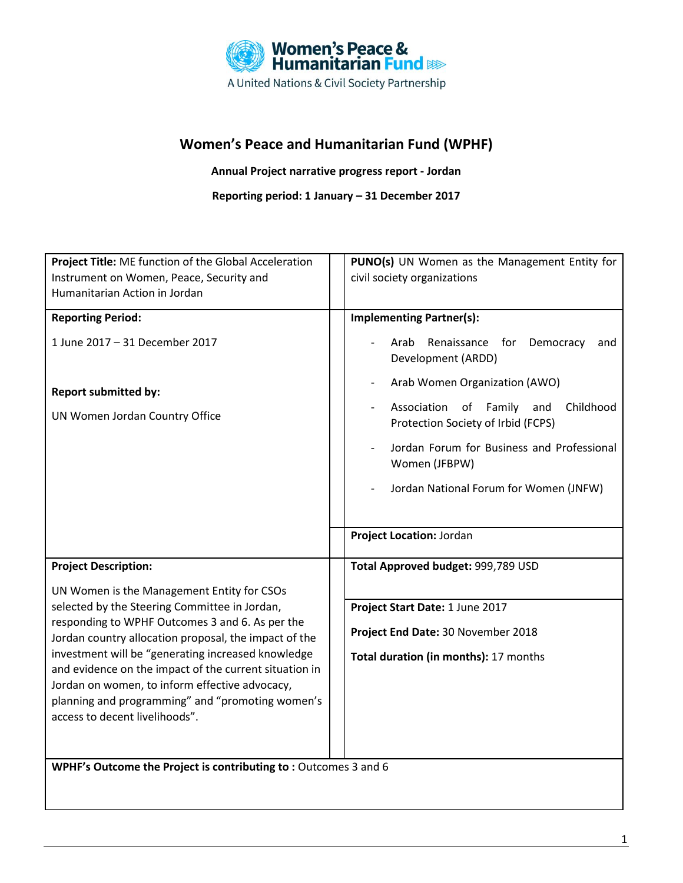Women's Peace & Humanitarian Fund

A United Nations & Civil Society Partnership

# Women's Peace and Humanitarian Fund (WPHF)

**Annual Project narrative progress report - Jordan**

**Reporting period: 1 January – 31 December 2017**

| | |
|---|---|
| **Project Title:** ME function of the Global Acceleration Instrument on Women, Peace, Security and Humanitarian Action in Jordan | **PUNO(s)** UN Women as the Management Entity for civil society organizations |
| **Reporting Period:**<br><br>1 June 2017 – 31 December 2017<br><br>**Report submitted by:**<br><br>UN Women Jordan Country Office | **Implementing Partner(s):**<br><br>- Arab Renaissance for Democracy and Development (ARDD)<br>- Arab Women Organization (AWO)<br>- Association of Family and Childhood Protection Society of Irbid (FCPS)<br>- Jordan Forum for Business and Professional Women (JFBPW)<br>- Jordan National Forum for Women (JNFW)<br><br>**Project Location:** Jordan |
| **Project Description:**<br><br>UN Women is the Management Entity for CSOs selected by the Steering Committee in Jordan, responding to WPHF Outcomes 3 and 6. As per the Jordan country allocation proposal, the impact of the investment will be "generating increased knowledge and evidence on the impact of the current situation in Jordan on women, to inform effective advocacy, planning and programming" and "promoting women's access to decent livelihoods". | **Total Approved budget:** 999,789 USD<br><br>**Project Start Date:** 1 June 2017<br><br>**Project End Date:** 30 November 2018<br><br>**Total duration (in months):** 17 months |
| **WPHF's Outcome the Project is contributing to :** Outcomes 3 and 6 | |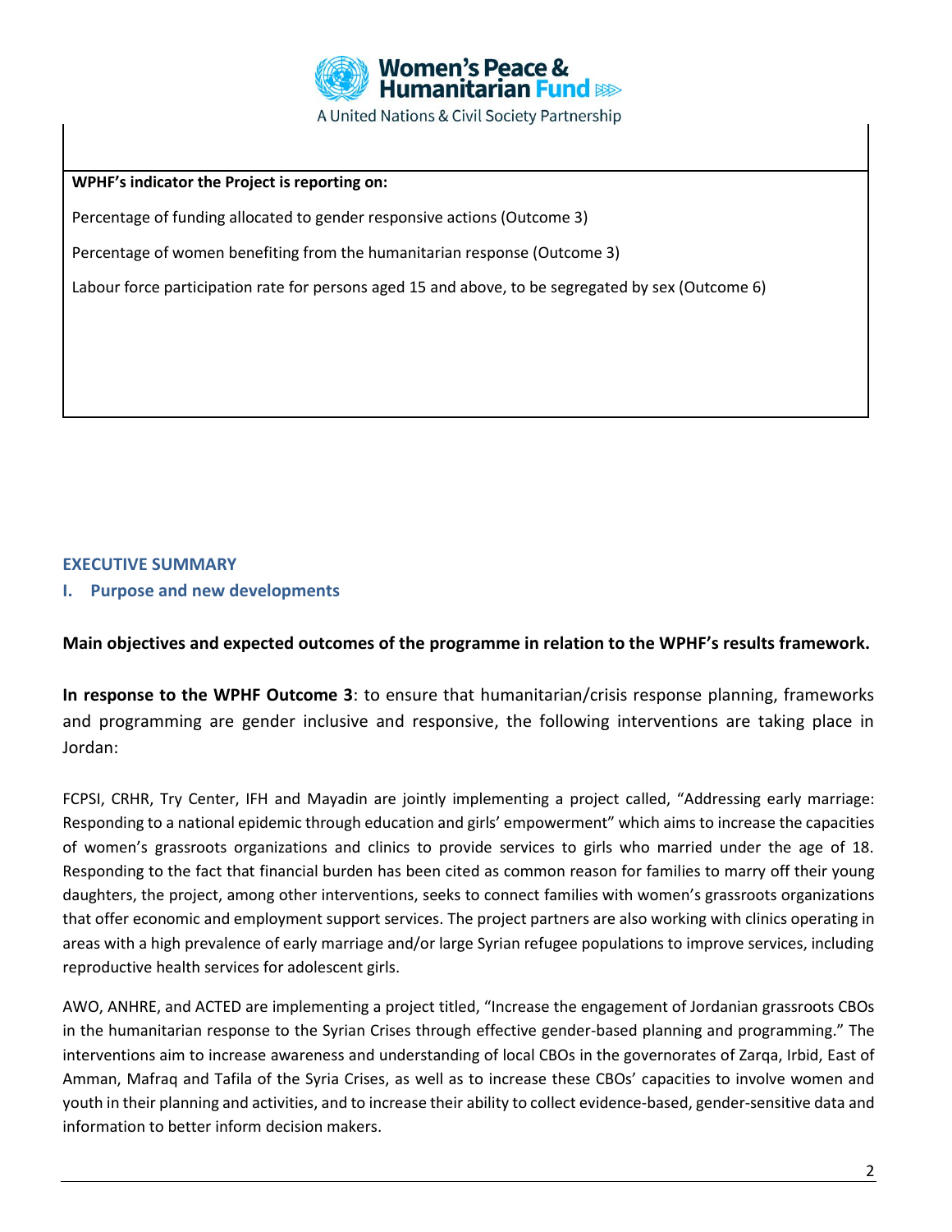**WPHF's indicator the Project is reporting on:**

Percentage of funding allocated to gender responsive actions (Outcome 3)

Percentage of women benefiting from the humanitarian response (Outcome 3)

Labour force participation rate for persons aged 15 and above, to be segregated by sex (Outcome 6)

## EXECUTIVE SUMMARY

### I. Purpose and new developments

**Main objectives and expected outcomes of the programme in relation to the WPHF's results framework.**

**In response to the WPHF Outcome 3**: to ensure that humanitarian/crisis response planning, frameworks and programming are gender inclusive and responsive, the following interventions are taking place in Jordan:

FCPSI, CRHR, Try Center, IFH and Mayadin are jointly implementing a project called, "Addressing early marriage: Responding to a national epidemic through education and girls' empowerment" which aims to increase the capacities of women's grassroots organizations and clinics to provide services to girls who married under the age of 18. Responding to the fact that financial burden has been cited as common reason for families to marry off their young daughters, the project, among other interventions, seeks to connect families with women's grassroots organizations that offer economic and employment support services. The project partners are also working with clinics operating in areas with a high prevalence of early marriage and/or large Syrian refugee populations to improve services, including reproductive health services for adolescent girls.

AWO, ANHRE, and ACTED are implementing a project titled, "Increase the engagement of Jordanian grassroots CBOs in the humanitarian response to the Syrian Crises through effective gender-based planning and programming." The interventions aim to increase awareness and understanding of local CBOs in the governorates of Zarqa, Irbid, East of Amman, Mafraq and Tafila of the Syria Crises, as well as to increase these CBOs' capacities to involve women and youth in their planning and activities, and to increase their ability to collect evidence-based, gender-sensitive data and information to better inform decision makers.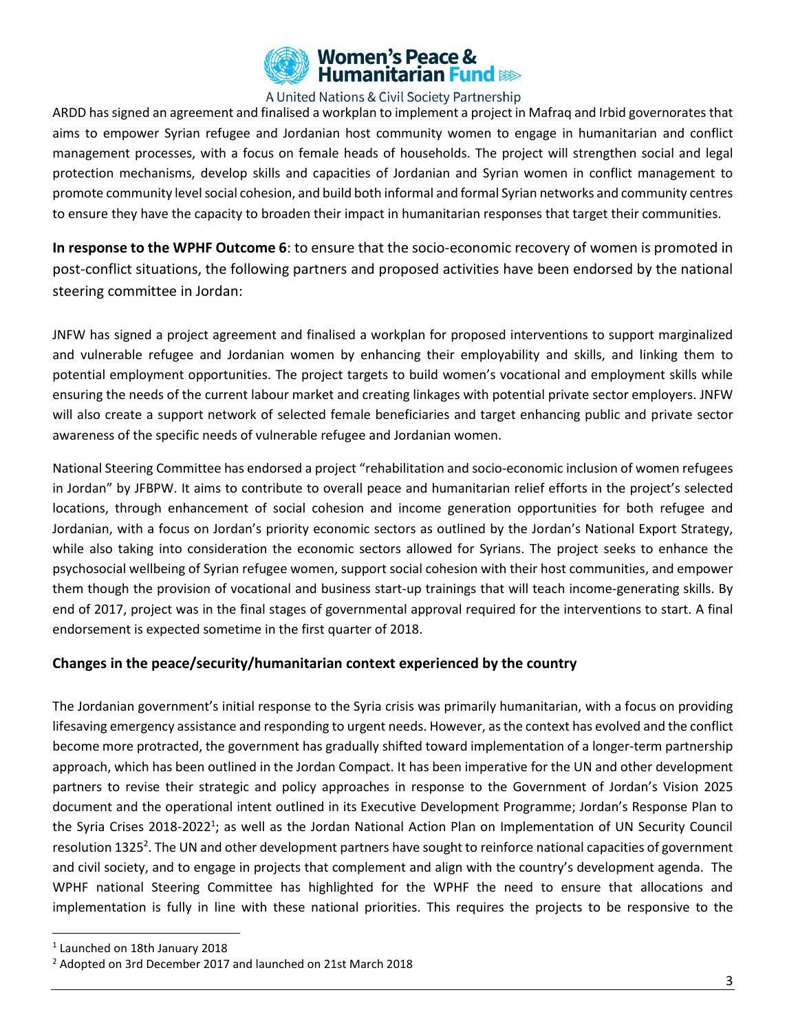ARDD has signed an agreement and finalised a workplan to implement a project in Mafraq and Irbid governorates that aims to empower Syrian refugee and Jordanian host community women to engage in humanitarian and conflict management processes, with a focus on female heads of households. The project will strengthen social and legal protection mechanisms, develop skills and capacities of Jordanian and Syrian women in conflict management to promote community level social cohesion, and build both informal and formal Syrian networks and community centres to ensure they have the capacity to broaden their impact in humanitarian responses that target their communities.

**In response to the WPHF Outcome 6**: to ensure that the socio-economic recovery of women is promoted in post-conflict situations, the following partners and proposed activities have been endorsed by the national steering committee in Jordan:

JNFW has signed a project agreement and finalised a workplan for proposed interventions to support marginalized and vulnerable refugee and Jordanian women by enhancing their employability and skills, and linking them to potential employment opportunities. The project targets to build women's vocational and employment skills while ensuring the needs of the current labour market and creating linkages with potential private sector employers. JNFW will also create a support network of selected female beneficiaries and target enhancing public and private sector awareness of the specific needs of vulnerable refugee and Jordanian women.

National Steering Committee has endorsed a project "rehabilitation and socio-economic inclusion of women refugees in Jordan" by JFBPW. It aims to contribute to overall peace and humanitarian relief efforts in the project's selected locations, through enhancement of social cohesion and income generation opportunities for both refugee and Jordanian, with a focus on Jordan's priority economic sectors as outlined by the Jordan's National Export Strategy, while also taking into consideration the economic sectors allowed for Syrians. The project seeks to enhance the psychosocial wellbeing of Syrian refugee women, support social cohesion with their host communities, and empower them though the provision of vocational and business start-up trainings that will teach income-generating skills. By end of 2017, project was in the final stages of governmental approval required for the interventions to start. A final endorsement is expected sometime in the first quarter of 2018.

## Changes in the peace/security/humanitarian context experienced by the country

The Jordanian government's initial response to the Syria crisis was primarily humanitarian, with a focus on providing lifesaving emergency assistance and responding to urgent needs. However, as the context has evolved and the conflict become more protracted, the government has gradually shifted toward implementation of a longer-term partnership approach, which has been outlined in the Jordan Compact. It has been imperative for the UN and other development partners to revise their strategic and policy approaches in response to the Government of Jordan's Vision 2025 document and the operational intent outlined in its Executive Development Programme; Jordan's Response Plan to the Syria Crises 2018-2022[1]; as well as the Jordan National Action Plan on Implementation of UN Security Council resolution 1325[2]. The UN and other development partners have sought to reinforce national capacities of government and civil society, and to engage in projects that complement and align with the country's development agenda. The WPHF national Steering Committee has highlighted for the WPHF the need to ensure that allocations and implementation is fully in line with these national priorities. This requires the projects to be responsive to the

[1] Launched on 18th January 2018

[2] Adopted on 3rd December 2017 and launched on 21st March 2018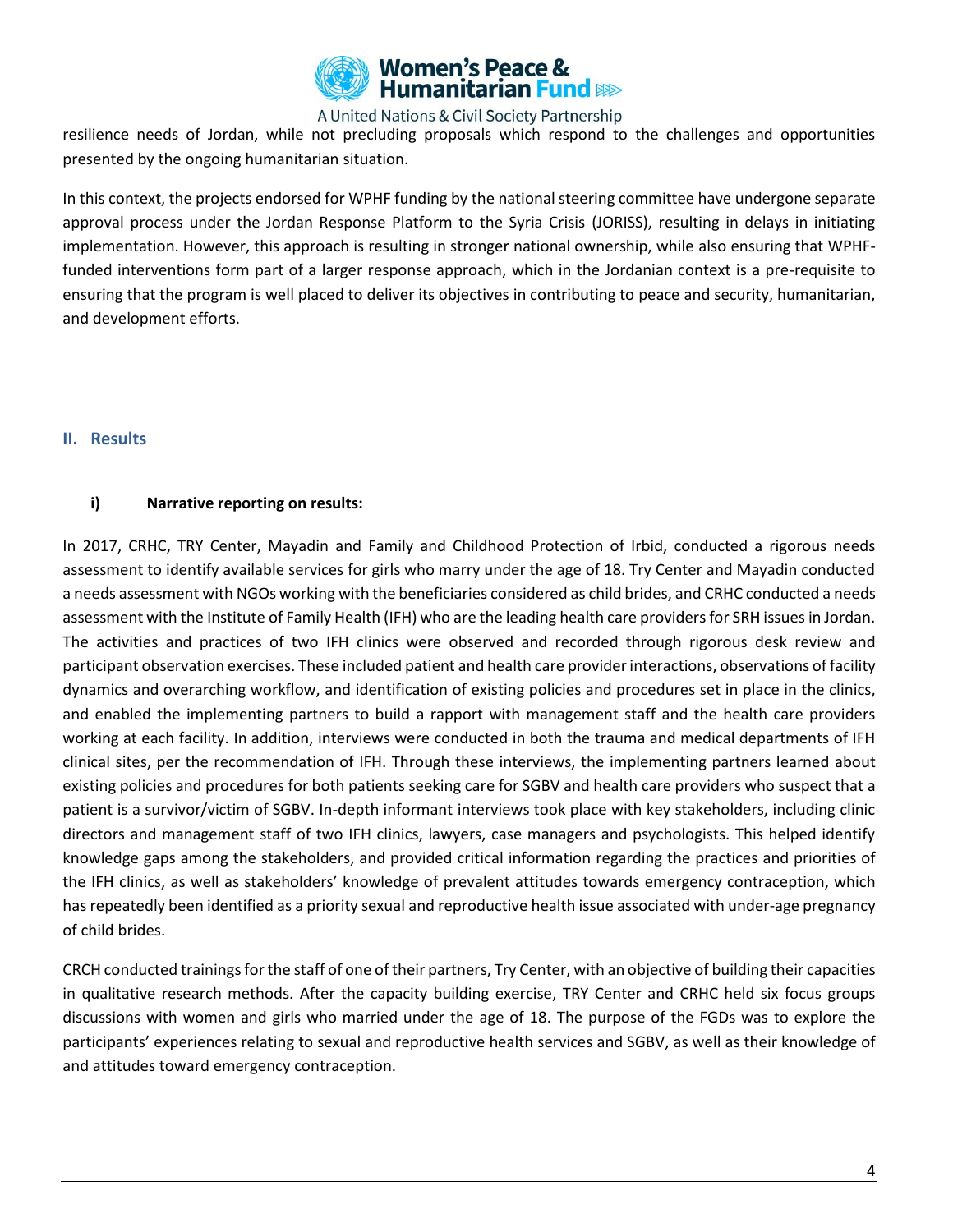resilience needs of Jordan, while not precluding proposals which respond to the challenges and opportunities presented by the ongoing humanitarian situation.

In this context, the projects endorsed for WPHF funding by the national steering committee have undergone separate approval process under the Jordan Response Platform to the Syria Crisis (JORISS), resulting in delays in initiating implementation. However, this approach is resulting in stronger national ownership, while also ensuring that WPHF-funded interventions form part of a larger response approach, which in the Jordanian context is a pre-requisite to ensuring that the program is well placed to deliver its objectives in contributing to peace and security, humanitarian, and development efforts.

## II. Results

### i) Narrative reporting on results:

In 2017, CRHC, TRY Center, Mayadin and Family and Childhood Protection of Irbid, conducted a rigorous needs assessment to identify available services for girls who marry under the age of 18. Try Center and Mayadin conducted a needs assessment with NGOs working with the beneficiaries considered as child brides, and CRHC conducted a needs assessment with the Institute of Family Health (IFH) who are the leading health care providers for SRH issues in Jordan. The activities and practices of two IFH clinics were observed and recorded through rigorous desk review and participant observation exercises. These included patient and health care provider interactions, observations of facility dynamics and overarching workflow, and identification of existing policies and procedures set in place in the clinics, and enabled the implementing partners to build a rapport with management staff and the health care providers working at each facility. In addition, interviews were conducted in both the trauma and medical departments of IFH clinical sites, per the recommendation of IFH. Through these interviews, the implementing partners learned about existing policies and procedures for both patients seeking care for SGBV and health care providers who suspect that a patient is a survivor/victim of SGBV. In-depth informant interviews took place with key stakeholders, including clinic directors and management staff of two IFH clinics, lawyers, case managers and psychologists. This helped identify knowledge gaps among the stakeholders, and provided critical information regarding the practices and priorities of the IFH clinics, as well as stakeholders' knowledge of prevalent attitudes towards emergency contraception, which has repeatedly been identified as a priority sexual and reproductive health issue associated with under-age pregnancy of child brides.

CRCH conducted trainings for the staff of one of their partners, Try Center, with an objective of building their capacities in qualitative research methods. After the capacity building exercise, TRY Center and CRHC held six focus groups discussions with women and girls who married under the age of 18. The purpose of the FGDs was to explore the participants' experiences relating to sexual and reproductive health services and SGBV, as well as their knowledge of and attitudes toward emergency contraception.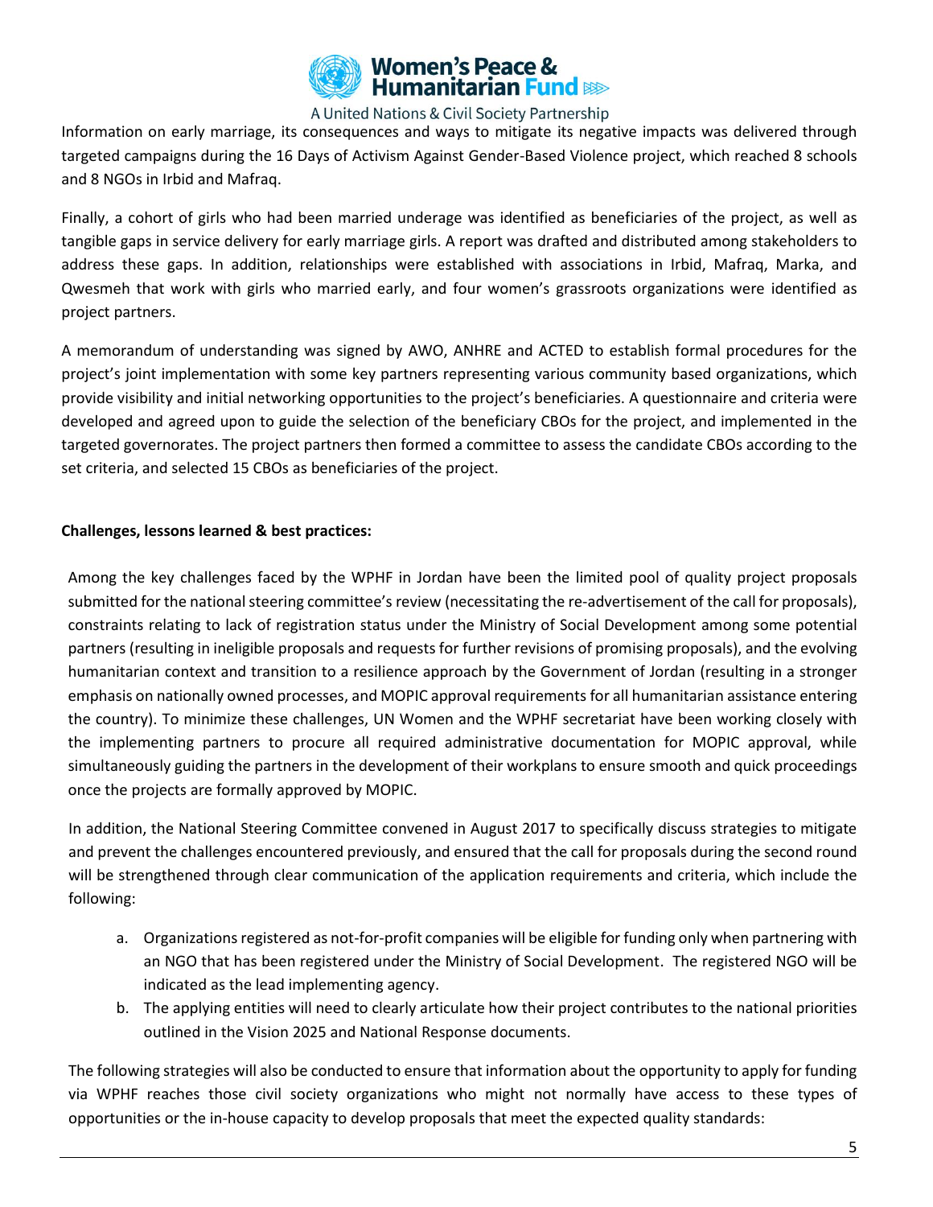Information on early marriage, its consequences and ways to mitigate its negative impacts was delivered through targeted campaigns during the 16 Days of Activism Against Gender-Based Violence project, which reached 8 schools and 8 NGOs in Irbid and Mafraq.

Finally, a cohort of girls who had been married underage was identified as beneficiaries of the project, as well as tangible gaps in service delivery for early marriage girls. A report was drafted and distributed among stakeholders to address these gaps. In addition, relationships were established with associations in Irbid, Mafraq, Marka, and Qwesmeh that work with girls who married early, and four women's grassroots organizations were identified as project partners.

A memorandum of understanding was signed by AWO, ANHRE and ACTED to establish formal procedures for the project's joint implementation with some key partners representing various community based organizations, which provide visibility and initial networking opportunities to the project's beneficiaries. A questionnaire and criteria were developed and agreed upon to guide the selection of the beneficiary CBOs for the project, and implemented in the targeted governorates. The project partners then formed a committee to assess the candidate CBOs according to the set criteria, and selected 15 CBOs as beneficiaries of the project.

**Challenges, lessons learned & best practices:**

Among the key challenges faced by the WPHF in Jordan have been the limited pool of quality project proposals submitted for the national steering committee's review (necessitating the re-advertisement of the call for proposals), constraints relating to lack of registration status under the Ministry of Social Development among some potential partners (resulting in ineligible proposals and requests for further revisions of promising proposals), and the evolving humanitarian context and transition to a resilience approach by the Government of Jordan (resulting in a stronger emphasis on nationally owned processes, and MOPIC approval requirements for all humanitarian assistance entering the country). To minimize these challenges, UN Women and the WPHF secretariat have been working closely with the implementing partners to procure all required administrative documentation for MOPIC approval, while simultaneously guiding the partners in the development of their workplans to ensure smooth and quick proceedings once the projects are formally approved by MOPIC.

In addition, the National Steering Committee convened in August 2017 to specifically discuss strategies to mitigate and prevent the challenges encountered previously, and ensured that the call for proposals during the second round will be strengthened through clear communication of the application requirements and criteria, which include the following:

a. Organizations registered as not-for-profit companies will be eligible for funding only when partnering with an NGO that has been registered under the Ministry of Social Development. The registered NGO will be indicated as the lead implementing agency.
b. The applying entities will need to clearly articulate how their project contributes to the national priorities outlined in the Vision 2025 and National Response documents.

The following strategies will also be conducted to ensure that information about the opportunity to apply for funding via WPHF reaches those civil society organizations who might not normally have access to these types of opportunities or the in-house capacity to develop proposals that meet the expected quality standards: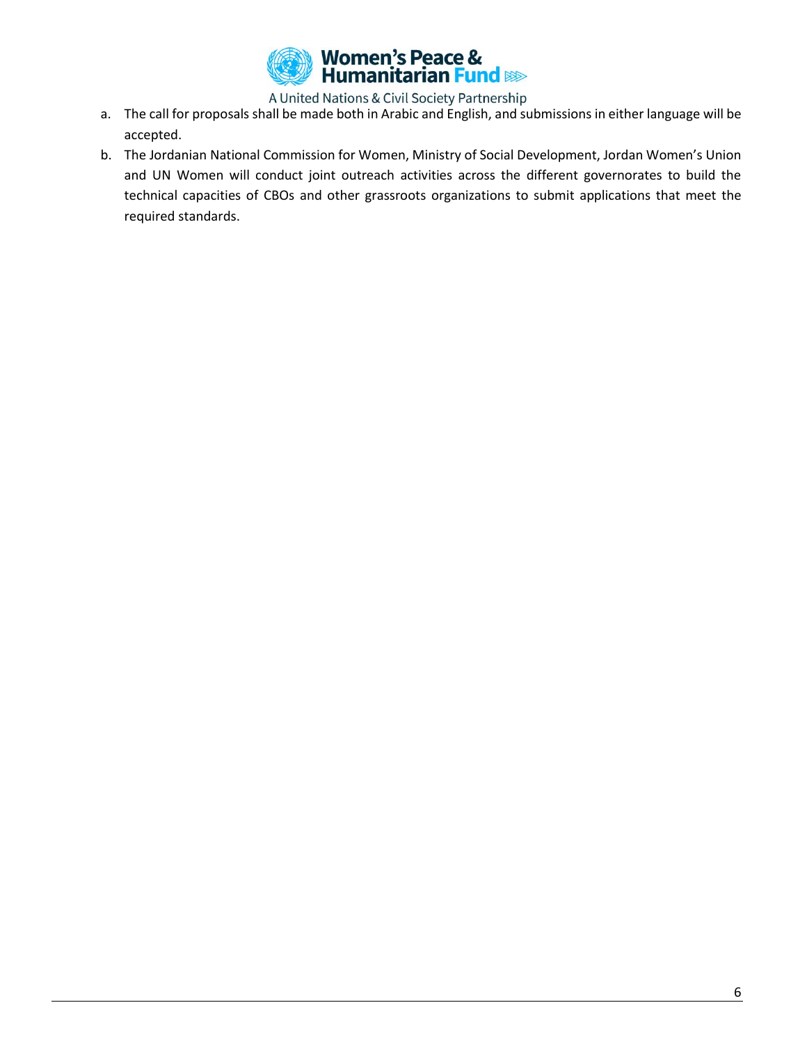a. The call for proposals shall be made both in Arabic and English, and submissions in either language will be accepted.
b. The Jordanian National Commission for Women, Ministry of Social Development, Jordan Women's Union and UN Women will conduct joint outreach activities across the different governorates to build the technical capacities of CBOs and other grassroots organizations to submit applications that meet the required standards.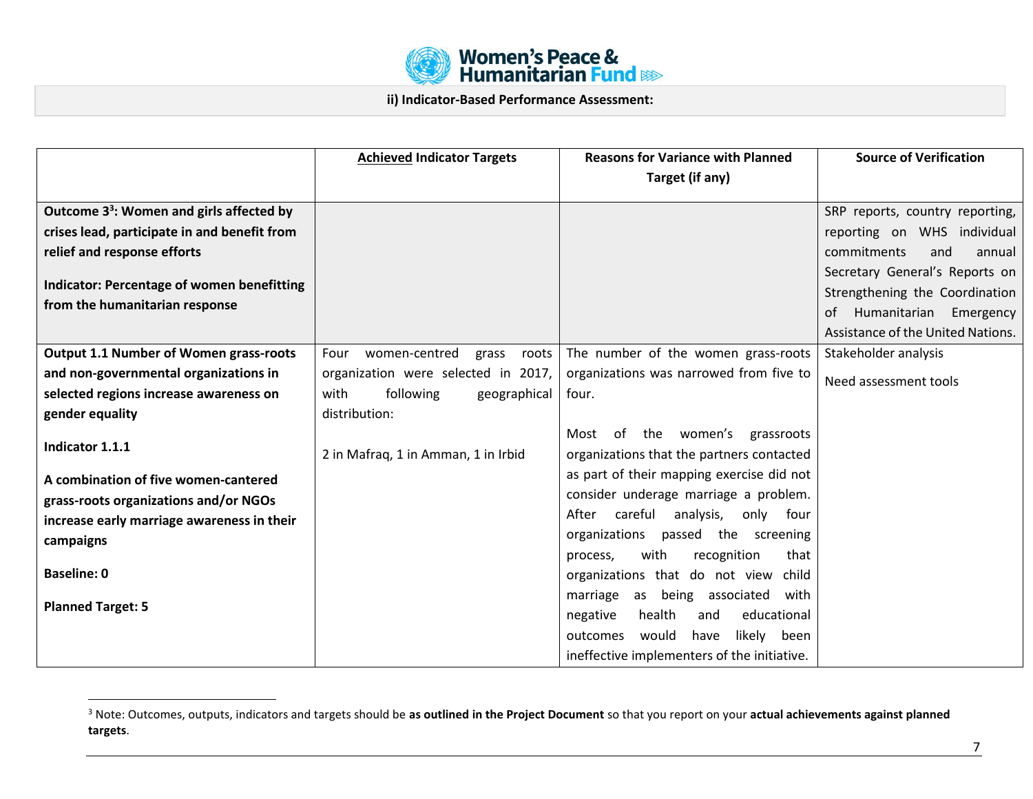**ii) Indicator-Based Performance Assessment:**

| | **Achieved Indicator Targets** | **Reasons for Variance with Planned Target (if any)** | **Source of Verification** |
|---|---|---|---|
| **Outcome 3[3]: Women and girls affected by crises lead, participate in and benefit from relief and response efforts**<br><br>**Indicator: Percentage of women benefitting from the humanitarian response** | | | SRP reports, country reporting, reporting on WHS individual commitments and annual Secretary General's Reports on Strengthening the Coordination of Humanitarian Emergency Assistance of the United Nations. |
| **Output 1.1 Number of Women grass-roots and non-governmental organizations in selected regions increase awareness on gender equality**<br><br>**Indicator 1.1.1**<br><br>**A combination of five women-cantered grass-roots organizations and/or NGOs increase early marriage awareness in their campaigns**<br><br>**Baseline: 0**<br><br>**Planned Target: 5** | Four women-centred grass roots organization were selected in 2017, with following geographical distribution:<br><br>2 in Mafraq, 1 in Amman, 1 in Irbid | The number of the women grass-roots organizations was narrowed from five to four.<br><br>Most of the women's grassroots organizations that the partners contacted as part of their mapping exercise did not consider underage marriage a problem. After careful analysis, only four organizations passed the screening process, with recognition that organizations that do not view child marriage as being associated with negative health and educational outcomes would have likely been ineffective implementers of the initiative. | Stakeholder analysis<br><br>Need assessment tools |

[3] Note: Outcomes, outputs, indicators and targets should be **as outlined in the Project Document** so that you report on your **actual achievements against planned targets**.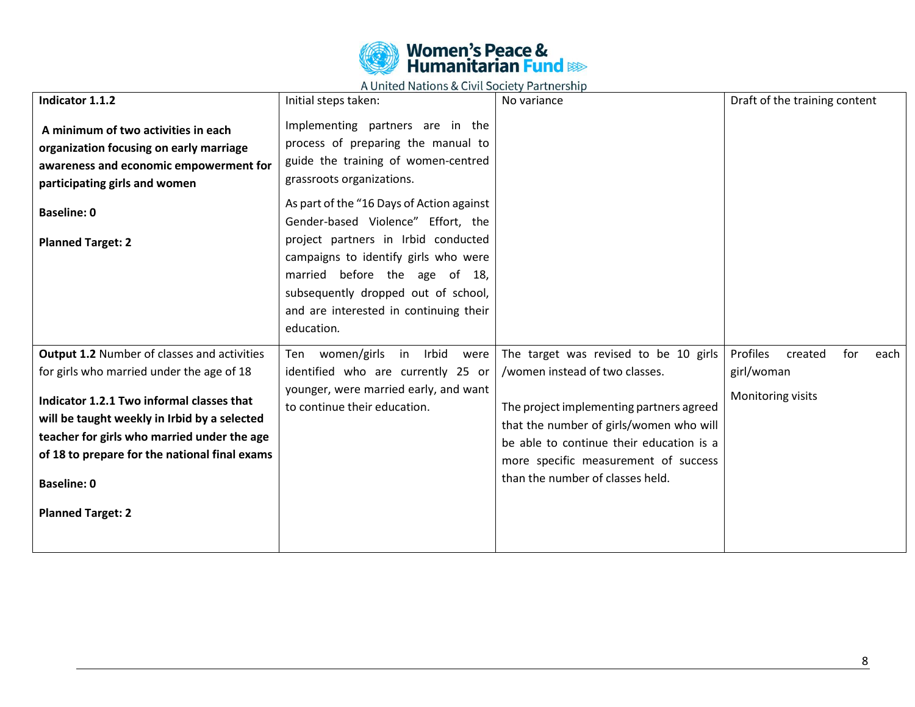| | | | |
|---|---|---|---|
| **Indicator 1.1.2**<br><br>**A minimum of two activities in each organization focusing on early marriage awareness and economic empowerment for participating girls and women**<br><br>**Baseline: 0**<br><br>**Planned Target: 2** | Initial steps taken:<br><br>Implementing partners are in the process of preparing the manual to guide the training of women-centred grassroots organizations.<br><br>As part of the "16 Days of Action against Gender-based Violence" Effort, the project partners in Irbid conducted campaigns to identify girls who were married before the age of 18, subsequently dropped out of school, and are interested in continuing their education. | No variance | Draft of the training content |
| **Output 1.2** Number of classes and activities for girls who married under the age of 18<br><br>**Indicator 1.2.1 Two informal classes that will be taught weekly in Irbid by a selected teacher for girls who married under the age of 18 to prepare for the national final exams**<br><br>**Baseline: 0**<br><br>**Planned Target: 2** | Ten women/girls in Irbid were identified who are currently 25 or younger, were married early, and want to continue their education. | The target was revised to be 10 girls /women instead of two classes.<br><br>The project implementing partners agreed that the number of girls/women who will be able to continue their education is a more specific measurement of success than the number of classes held. | Profiles created for each girl/woman<br><br>Monitoring visits |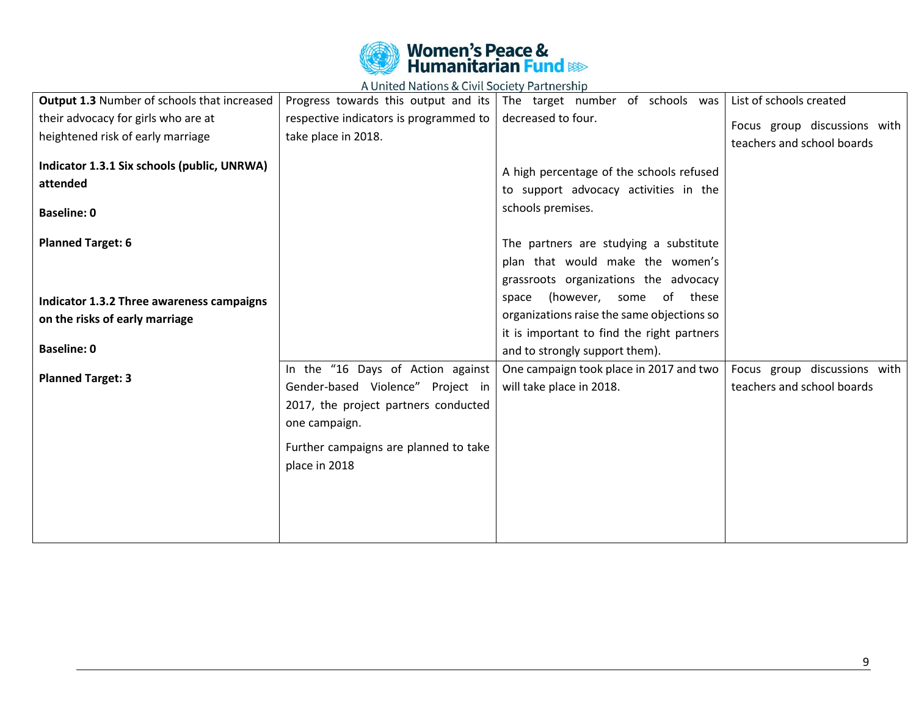| | | | |
|---|---|---|---|
| **Output 1.3** Number of schools that increased their advocacy for girls who are at heightened risk of early marriage<br><br>**Indicator 1.3.1 Six schools (public, UNRWA) attended**<br><br>**Baseline: 0**<br><br>**Planned Target: 6** | Progress towards this output and its respective indicators is programmed to take place in 2018. | The target number of schools was decreased to four.<br><br>A high percentage of the schools refused to support advocacy activities in the schools premises.<br><br>The partners are studying a substitute plan that would make the women's grassroots organizations the advocacy space (however, some of these organizations raise the same objections so it is important to find the right partners and to strongly support them). | List of schools created<br><br>Focus group discussions with teachers and school boards |
| **Indicator 1.3.2 Three awareness campaigns on the risks of early marriage**<br><br>**Baseline: 0**<br><br>**Planned Target: 3** | In the "16 Days of Action against Gender-based Violence" Project in 2017, the project partners conducted one campaign.<br><br>Further campaigns are planned to take place in 2018 | One campaign took place in 2017 and two will take place in 2018. | Focus group discussions with teachers and school boards |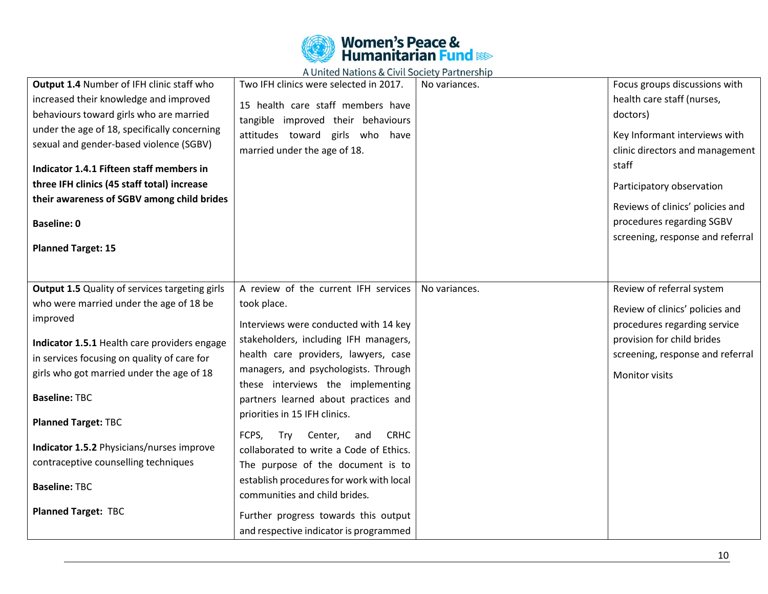| | | | |
|---|---|---|---|
| **Output 1.4** Number of IFH clinic staff who increased their knowledge and improved behaviours toward girls who are married under the age of 18, specifically concerning sexual and gender-based violence (SGBV)<br><br>**Indicator 1.4.1 Fifteen staff members in three IFH clinics (45 staff total) increase their awareness of SGBV among child brides**<br><br>**Baseline: 0**<br><br>**Planned Target: 15** | Two IFH clinics were selected in 2017.<br><br>15 health care staff members have tangible improved their behaviours attitudes toward girls who have married under the age of 18. | No variances. | Focus groups discussions with health care staff (nurses, doctors)<br><br>Key Informant interviews with clinic directors and management staff<br><br>Participatory observation<br><br>Reviews of clinics' policies and procedures regarding SGBV screening, response and referral |
| **Output 1.5** Quality of services targeting girls who were married under the age of 18 be improved<br><br>**Indicator 1.5.1** Health care providers engage in services focusing on quality of care for girls who got married under the age of 18<br><br>**Baseline:** TBC<br><br>**Planned Target:** TBC<br><br>**Indicator 1.5.2** Physicians/nurses improve contraceptive counselling techniques<br><br>**Baseline:** TBC<br><br>**Planned Target:** TBC | A review of the current IFH services took place.<br><br>Interviews were conducted with 14 key stakeholders, including IFH managers, health care providers, lawyers, case managers, and psychologists. Through these interviews the implementing partners learned about practices and priorities in 15 IFH clinics.<br><br>FCPS, Try Center, and CRHC collaborated to write a Code of Ethics. The purpose of the document is to establish procedures for work with local communities and child brides.<br><br>Further progress towards this output and respective indicator is programmed | No variances. | Review of referral system<br><br>Review of clinics' policies and procedures regarding service provision for child brides screening, response and referral<br><br>Monitor visits |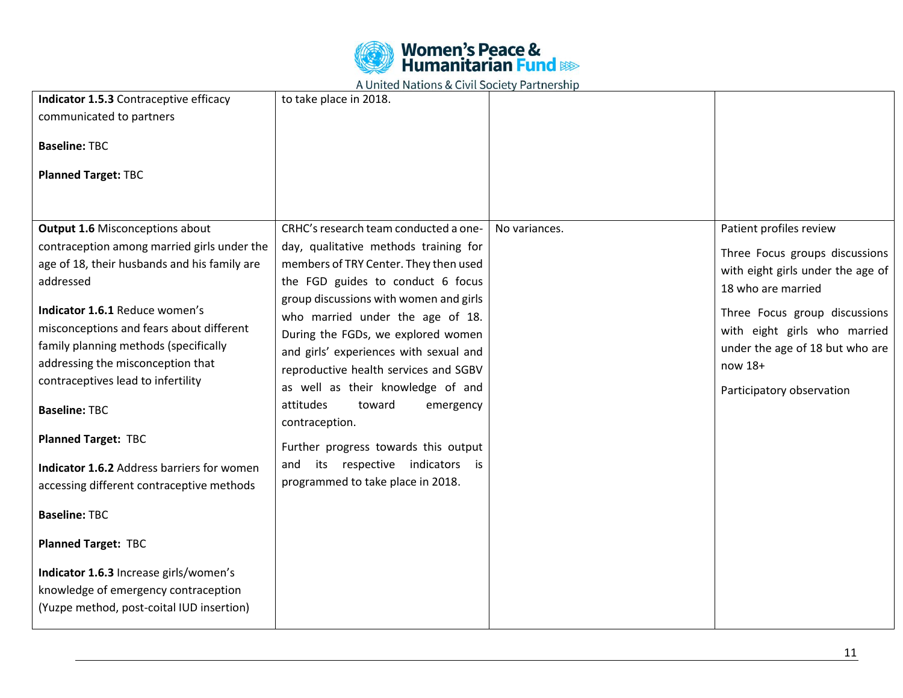| | | | |
|---|---|---|---|
| **Indicator 1.5.3** Contraceptive efficacy communicated to partners<br><br>**Baseline:** TBC<br><br>**Planned Target:** TBC | to take place in 2018. | | |
| **Output 1.6** Misconceptions about contraception among married girls under the age of 18, their husbands and his family are addressed<br><br>**Indicator 1.6.1** Reduce women's misconceptions and fears about different family planning methods (specifically addressing the misconception that contraceptives lead to infertility<br><br>**Baseline:** TBC<br><br>**Planned Target:** TBC<br><br>**Indicator 1.6.2** Address barriers for women accessing different contraceptive methods<br><br>**Baseline:** TBC<br><br>**Planned Target:** TBC<br><br>**Indicator 1.6.3** Increase girls/women's knowledge of emergency contraception (Yuzpe method, post-coital IUD insertion) | CRHC's research team conducted a one-day, qualitative methods training for members of TRY Center. They then used the FGD guides to conduct 6 focus group discussions with women and girls who married under the age of 18. During the FGDs, we explored women and girls' experiences with sexual and reproductive health services and SGBV as well as their knowledge of and attitudes toward emergency contraception.<br><br>Further progress towards this output and its respective indicators is programmed to take place in 2018. | No variances. | Patient profiles review<br><br>Three Focus groups discussions with eight girls under the age of 18 who are married<br><br>Three Focus group discussions with eight girls who married under the age of 18 but who are now 18+<br><br>Participatory observation |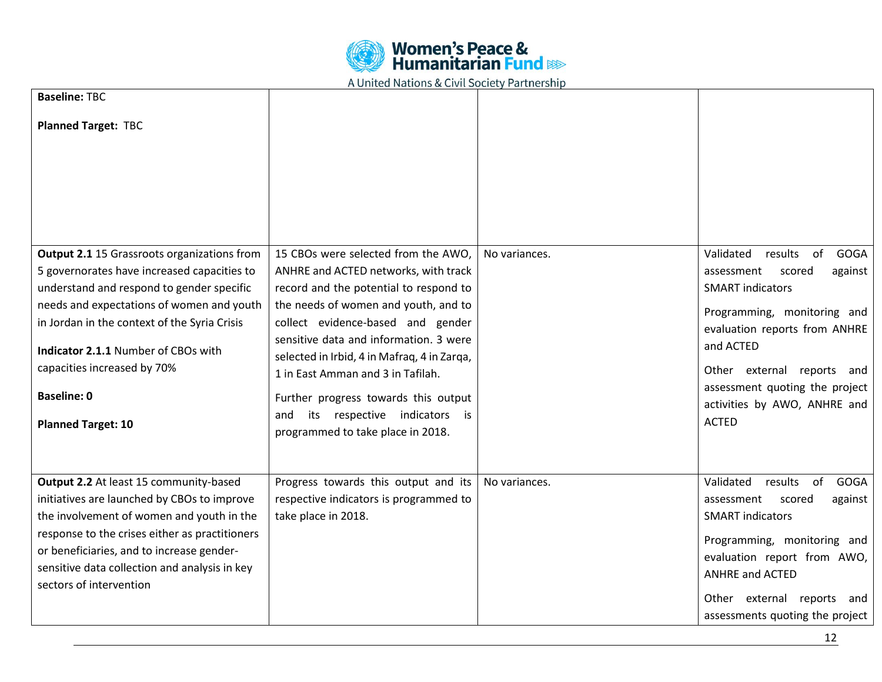| | | | |
|---|---|---|---|
| **Baseline:** TBC<br><br>**Planned Target:** TBC | | | |
| **Output 2.1** 15 Grassroots organizations from 5 governorates have increased capacities to understand and respond to gender specific needs and expectations of women and youth in Jordan in the context of the Syria Crisis<br><br>**Indicator 2.1.1** Number of CBOs with capacities increased by 70%<br><br>**Baseline: 0**<br><br>**Planned Target: 10** | 15 CBOs were selected from the AWO, ANHRE and ACTED networks, with track record and the potential to respond to the needs of women and youth, and to collect evidence-based and gender sensitive data and information. 3 were selected in Irbid, 4 in Mafraq, 4 in Zarqa, 1 in East Amman and 3 in Tafilah.<br><br>Further progress towards this output and its respective indicators is programmed to take place in 2018. | No variances. | Validated results of GOGA assessment scored against SMART indicators<br><br>Programming, monitoring and evaluation reports from ANHRE and ACTED<br><br>Other external reports and assessment quoting the project activities by AWO, ANHRE and ACTED |
| **Output 2.2** At least 15 community-based initiatives are launched by CBOs to improve the involvement of women and youth in the response to the crises either as practitioners or beneficiaries, and to increase gender-sensitive data collection and analysis in key sectors of intervention | Progress towards this output and its respective indicators is programmed to take place in 2018. | No variances. | Validated results of GOGA assessment scored against SMART indicators<br><br>Programming, monitoring and evaluation report from AWO, ANHRE and ACTED<br><br>Other external reports and assessments quoting the project |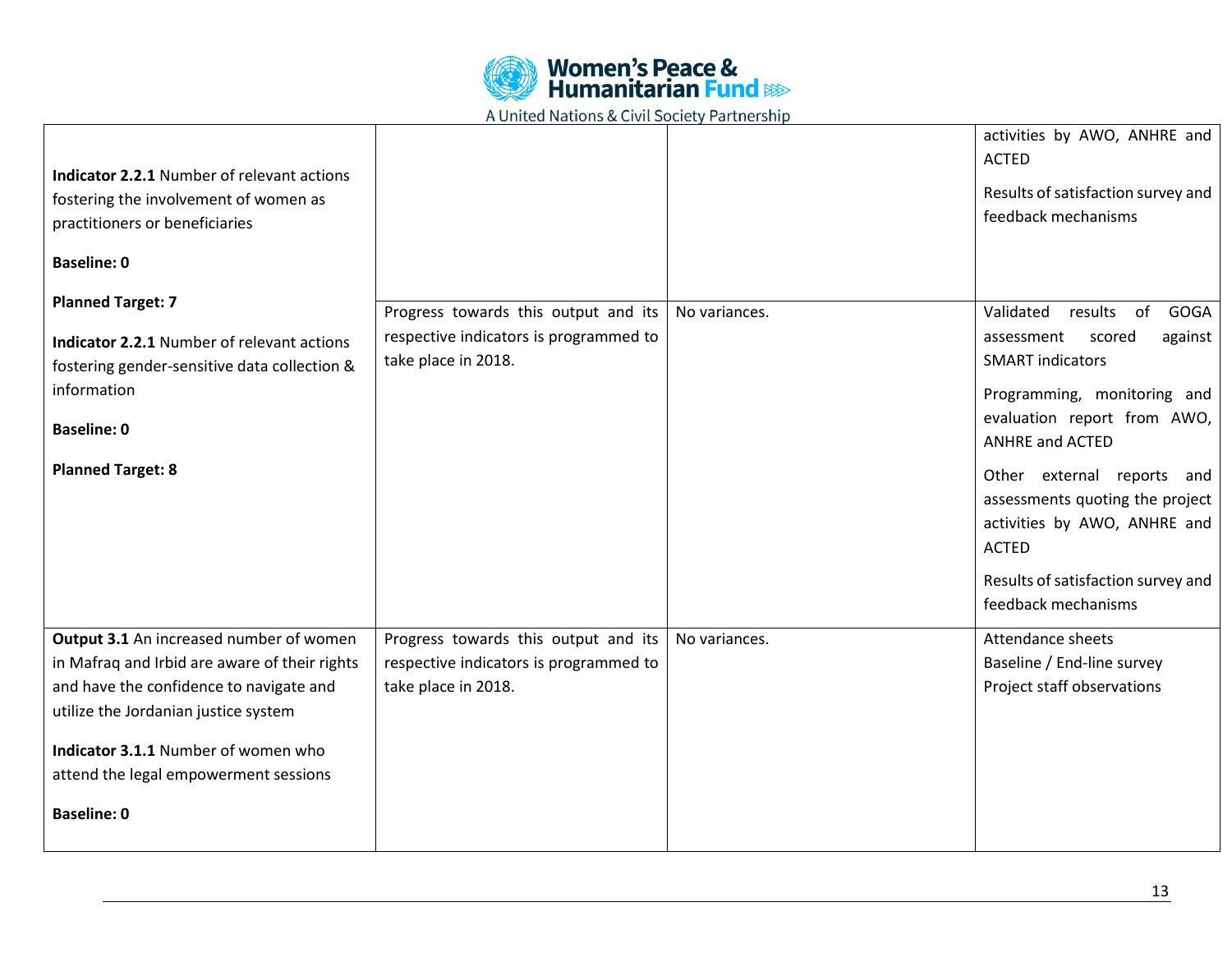| | | | |
|---|---|---|---|
| **Indicator 2.2.1** Number of relevant actions fostering the involvement of women as practitioners or beneficiaries<br><br>**Baseline: 0**<br><br>**Planned Target: 7** | | | activities by AWO, ANHRE and ACTED<br><br>Results of satisfaction survey and feedback mechanisms |
| **Indicator 2.2.1** Number of relevant actions fostering gender-sensitive data collection & information<br><br>**Baseline: 0**<br><br>**Planned Target: 8** | Progress towards this output and its respective indicators is programmed to take place in 2018. | No variances. | Validated results of GOGA assessment scored against SMART indicators<br><br>Programming, monitoring and evaluation report from AWO, ANHRE and ACTED<br><br>Other external reports and assessments quoting the project activities by AWO, ANHRE and ACTED<br><br>Results of satisfaction survey and feedback mechanisms |
| **Output 3.1** An increased number of women in Mafraq and Irbid are aware of their rights and have the confidence to navigate and utilize the Jordanian justice system<br><br>**Indicator 3.1.1** Number of women who attend the legal empowerment sessions<br><br>**Baseline: 0** | Progress towards this output and its respective indicators is programmed to take place in 2018. | No variances. | Attendance sheets<br>Baseline / End-line survey<br>Project staff observations |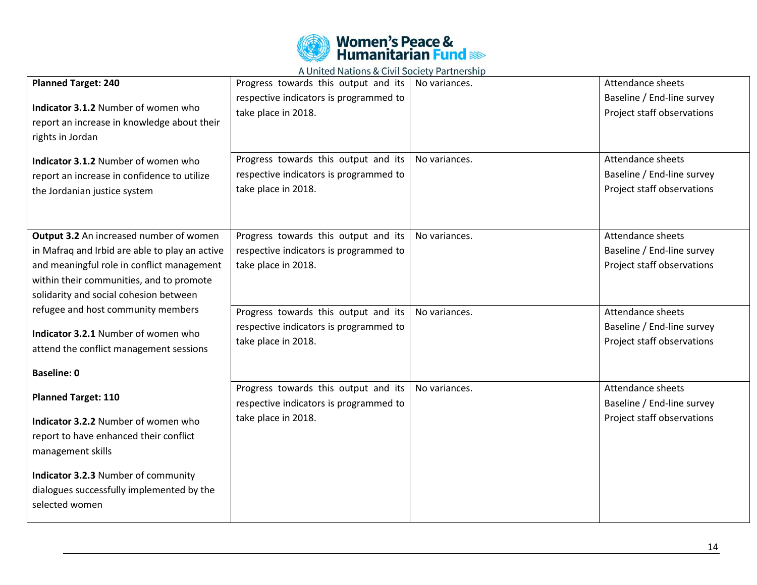| | | | |
|---|---|---|---|
| **Planned Target: 240**<br><br>**Indicator 3.1.2** Number of women who report an increase in knowledge about their rights in Jordan | Progress towards this output and its respective indicators is programmed to take place in 2018. | No variances. | Attendance sheets<br>Baseline / End-line survey<br>Project staff observations |
| **Indicator 3.1.2** Number of women who report an increase in confidence to utilize the Jordanian justice system | Progress towards this output and its respective indicators is programmed to take place in 2018. | No variances. | Attendance sheets<br>Baseline / End-line survey<br>Project staff observations |
| **Output 3.2** An increased number of women in Mafraq and Irbid are able to play an active and meaningful role in conflict management within their communities, and to promote solidarity and social cohesion between refugee and host community members | Progress towards this output and its respective indicators is programmed to take place in 2018. | No variances. | Attendance sheets<br>Baseline / End-line survey<br>Project staff observations |
| **Indicator 3.2.1** Number of women who attend the conflict management sessions<br><br>**Baseline: 0** | Progress towards this output and its respective indicators is programmed to take place in 2018. | No variances. | Attendance sheets<br>Baseline / End-line survey<br>Project staff observations |
| **Planned Target: 110**<br><br>**Indicator 3.2.2** Number of women who report to have enhanced their conflict management skills<br><br>**Indicator 3.2.3** Number of community dialogues successfully implemented by the selected women | Progress towards this output and its respective indicators is programmed to take place in 2018. | No variances. | Attendance sheets<br>Baseline / End-line survey<br>Project staff observations |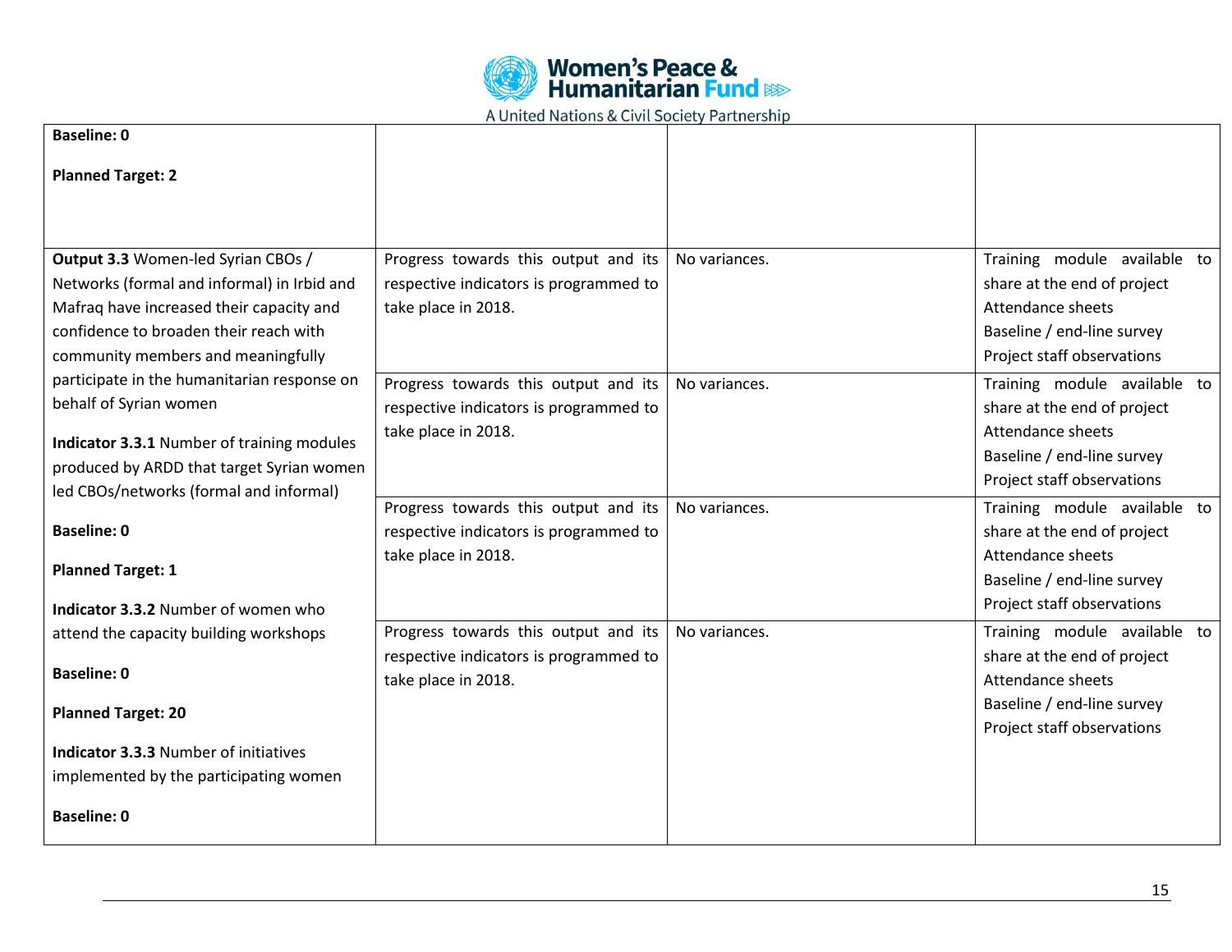| | | | |
|---|---|---|---|
| **Baseline: 0**<br><br>**Planned Target: 2** | | | |
| **Output 3.3** Women-led Syrian CBOs / Networks (formal and informal) in Irbid and Mafraq have increased their capacity and confidence to broaden their reach with community members and meaningfully participate in the humanitarian response on behalf of Syrian women | Progress towards this output and its respective indicators is programmed to take place in 2018. | No variances. | Training module available to share at the end of project<br>Attendance sheets<br>Baseline / end-line survey<br>Project staff observations |
| **Indicator 3.3.1** Number of training modules produced by ARDD that target Syrian women led CBOs/networks (formal and informal)<br><br>**Baseline: 0**<br><br>**Planned Target: 1** | Progress towards this output and its respective indicators is programmed to take place in 2018. | No variances. | Training module available to share at the end of project<br>Attendance sheets<br>Baseline / end-line survey<br>Project staff observations |
| **Indicator 3.3.2** Number of women who attend the capacity building workshops<br><br>**Baseline: 0**<br><br>**Planned Target: 20** | Progress towards this output and its respective indicators is programmed to take place in 2018. | No variances. | Training module available to share at the end of project<br>Attendance sheets<br>Baseline / end-line survey<br>Project staff observations |
| **Indicator 3.3.3** Number of initiatives implemented by the participating women<br><br>**Baseline: 0** | Progress towards this output and its respective indicators is programmed to take place in 2018. | No variances. | Training module available to share at the end of project<br>Attendance sheets<br>Baseline / end-line survey<br>Project staff observations |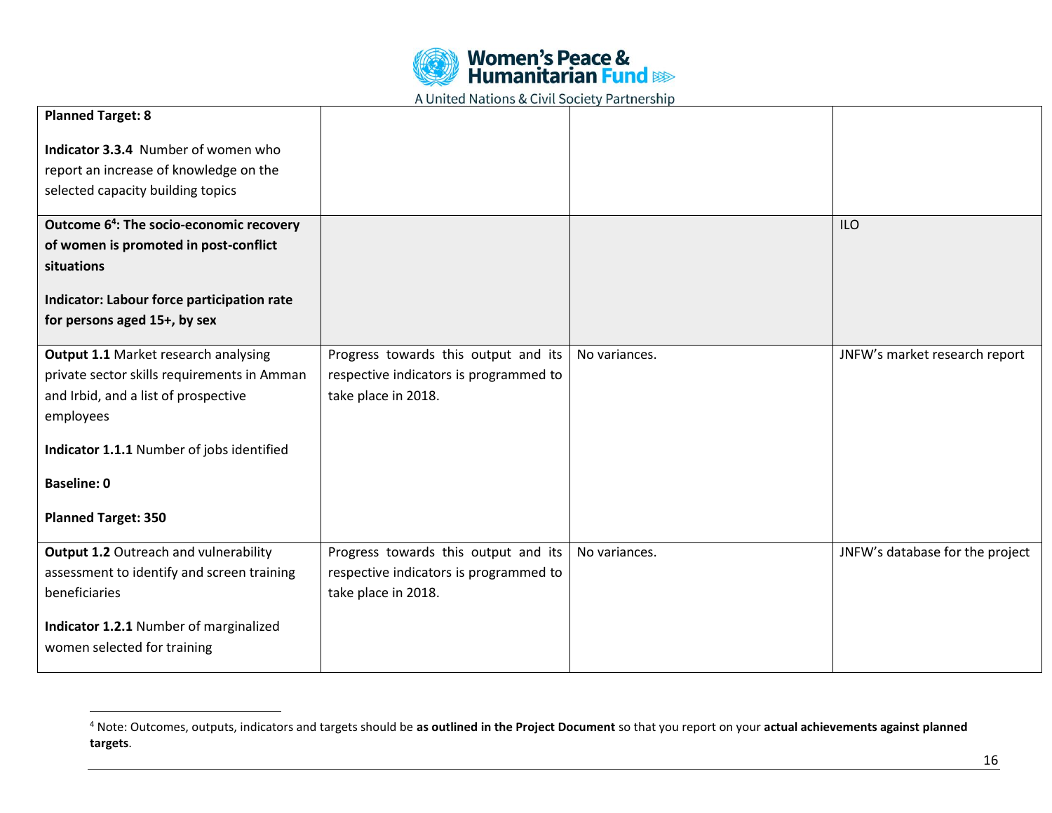| | | | |
|---|---|---|---|
| **Planned Target: 8**<br><br>**Indicator 3.3.4** Number of women who report an increase of knowledge on the selected capacity building topics | | | |
| **Outcome 6[4]: The socio-economic recovery of women is promoted in post-conflict situations**<br><br>**Indicator: Labour force participation rate for persons aged 15+, by sex** | | | ILO |
| **Output 1.1** Market research analysing private sector skills requirements in Amman and Irbid, and a list of prospective employees<br><br>**Indicator 1.1.1** Number of jobs identified<br><br>**Baseline: 0**<br><br>**Planned Target: 350** | Progress towards this output and its respective indicators is programmed to take place in 2018. | No variances. | JNFW's market research report |
| **Output 1.2** Outreach and vulnerability assessment to identify and screen training beneficiaries<br><br>**Indicator 1.2.1** Number of marginalized women selected for training | Progress towards this output and its respective indicators is programmed to take place in 2018. | No variances. | JNFW's database for the project |

[4] Note: Outcomes, outputs, indicators and targets should be **as outlined in the Project Document** so that you report on your **actual achievements against planned targets**.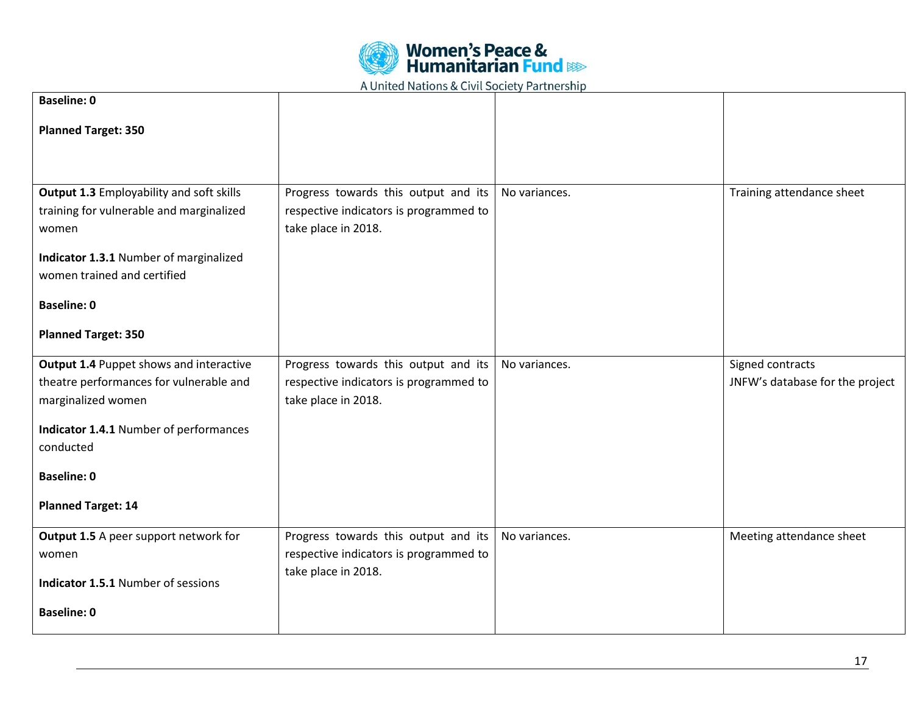| | | | |
|---|---|---|---|
| **Baseline: 0**<br><br>**Planned Target: 350** | | | |
| **Output 1.3** Employability and soft skills training for vulnerable and marginalized women<br><br>**Indicator 1.3.1** Number of marginalized women trained and certified<br><br>**Baseline: 0**<br><br>**Planned Target: 350** | Progress towards this output and its respective indicators is programmed to take place in 2018. | No variances. | Training attendance sheet |
| **Output 1.4** Puppet shows and interactive theatre performances for vulnerable and marginalized women<br><br>**Indicator 1.4.1** Number of performances conducted<br><br>**Baseline: 0**<br><br>**Planned Target: 14** | Progress towards this output and its respective indicators is programmed to take place in 2018. | No variances. | Signed contracts<br>JNFW's database for the project |
| **Output 1.5** A peer support network for women<br><br>**Indicator 1.5.1** Number of sessions<br><br>**Baseline: 0** | Progress towards this output and its respective indicators is programmed to take place in 2018. | No variances. | Meeting attendance sheet |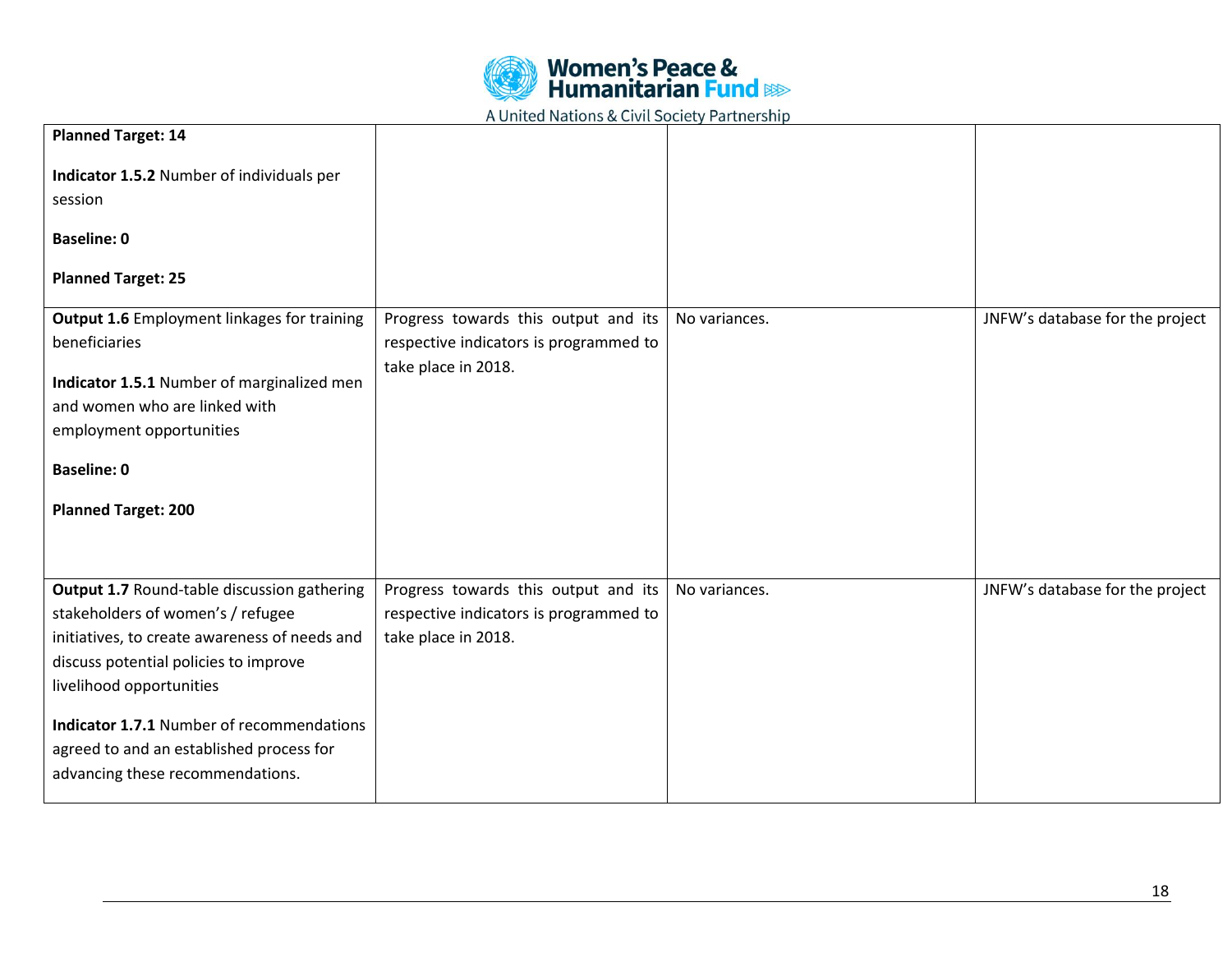| | | | |
|---|---|---|---|
| **Planned Target: 14**<br><br>**Indicator 1.5.2** Number of individuals per session<br><br>**Baseline: 0**<br><br>**Planned Target: 25** | | | |
| **Output 1.6** Employment linkages for training beneficiaries<br><br>**Indicator 1.5.1** Number of marginalized men and women who are linked with employment opportunities<br><br>**Baseline: 0**<br><br>**Planned Target: 200** | Progress towards this output and its respective indicators is programmed to take place in 2018. | No variances. | JNFW's database for the project |
| **Output 1.7** Round-table discussion gathering stakeholders of women's / refugee initiatives, to create awareness of needs and discuss potential policies to improve livelihood opportunities<br><br>**Indicator 1.7.1** Number of recommendations agreed to and an established process for advancing these recommendations. | Progress towards this output and its respective indicators is programmed to take place in 2018. | No variances. | JNFW's database for the project |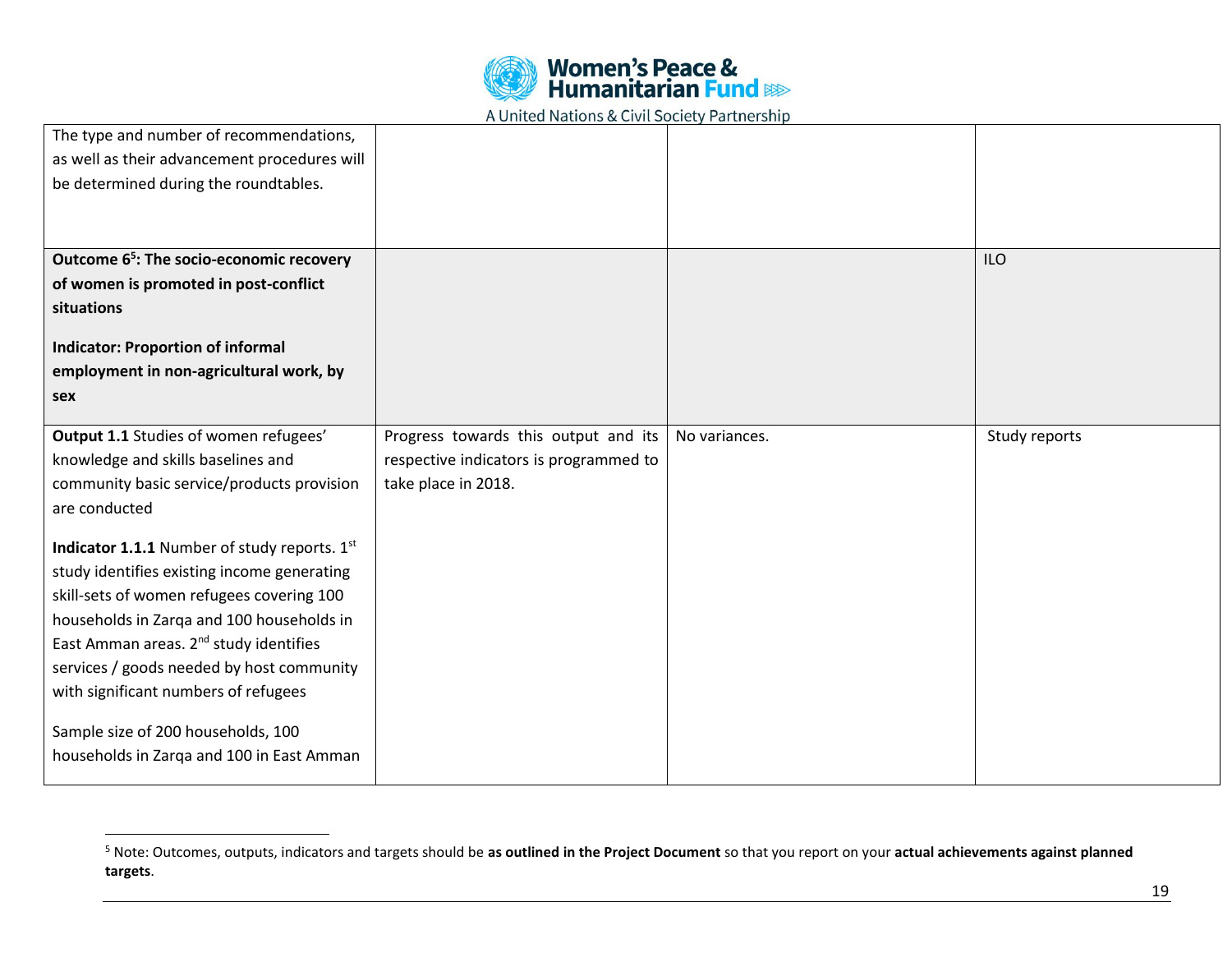| | | | |
|---|---|---|---|
| The type and number of recommendations, as well as their advancement procedures will be determined during the roundtables. | | | |
| **Outcome 6[5]: The socio-economic recovery of women is promoted in post-conflict situations**<br><br>**Indicator: Proportion of informal employment in non-agricultural work, by sex** | | | ILO |
| **Output 1.1** Studies of women refugees' knowledge and skills baselines and community basic service/products provision are conducted<br><br>**Indicator 1.1.1** Number of study reports. 1st study identifies existing income generating skill-sets of women refugees covering 100 households in Zarqa and 100 households in East Amman areas. 2nd study identifies services / goods needed by host community with significant numbers of refugees<br><br>Sample size of 200 households, 100 households in Zarqa and 100 in East Amman | Progress towards this output and its respective indicators is programmed to take place in 2018. | No variances. | Study reports |

[5] Note: Outcomes, outputs, indicators and targets should be **as outlined in the Project Document** so that you report on your **actual achievements against planned targets**.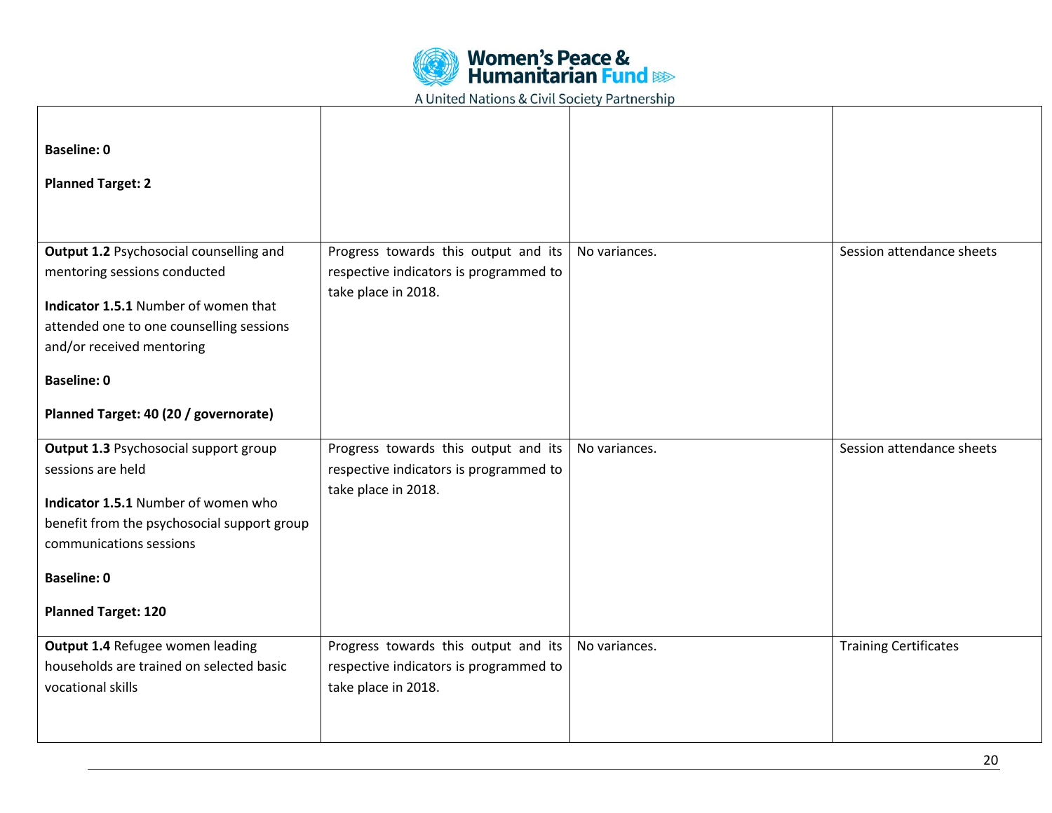| | | | |
|---|---|---|---|
| **Baseline: 0**<br><br>**Planned Target: 2** | | | |
| **Output 1.2** Psychosocial counselling and mentoring sessions conducted<br><br>**Indicator 1.5.1** Number of women that attended one to one counselling sessions and/or received mentoring<br><br>**Baseline: 0**<br><br>**Planned Target: 40 (20 / governorate)** | Progress towards this output and its respective indicators is programmed to take place in 2018. | No variances. | Session attendance sheets |
| **Output 1.3** Psychosocial support group sessions are held<br><br>**Indicator 1.5.1** Number of women who benefit from the psychosocial support group communications sessions<br><br>**Baseline: 0**<br><br>**Planned Target: 120** | Progress towards this output and its respective indicators is programmed to take place in 2018. | No variances. | Session attendance sheets |
| **Output 1.4** Refugee women leading households are trained on selected basic vocational skills | Progress towards this output and its respective indicators is programmed to take place in 2018. | No variances. | Training Certificates |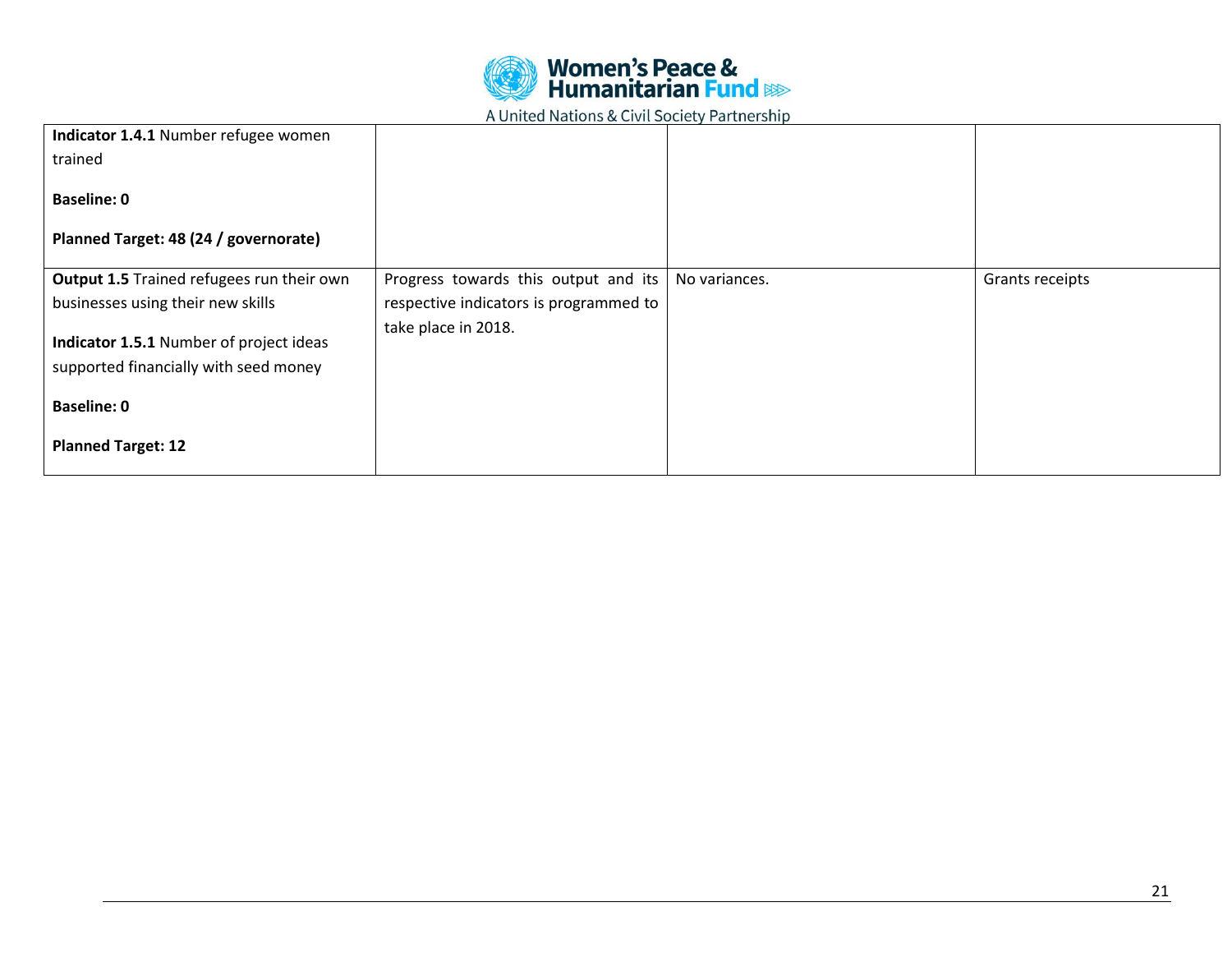| | | | |
|---|---|---|---|
| **Indicator 1.4.1** Number refugee women trained<br><br>**Baseline: 0**<br><br>**Planned Target: 48 (24 / governorate)** | | | |
| **Output 1.5** Trained refugees run their own businesses using their new skills<br><br>**Indicator 1.5.1** Number of project ideas supported financially with seed money<br><br>**Baseline: 0**<br><br>**Planned Target: 12** | Progress towards this output and its respective indicators is programmed to take place in 2018. | No variances. | Grants receipts |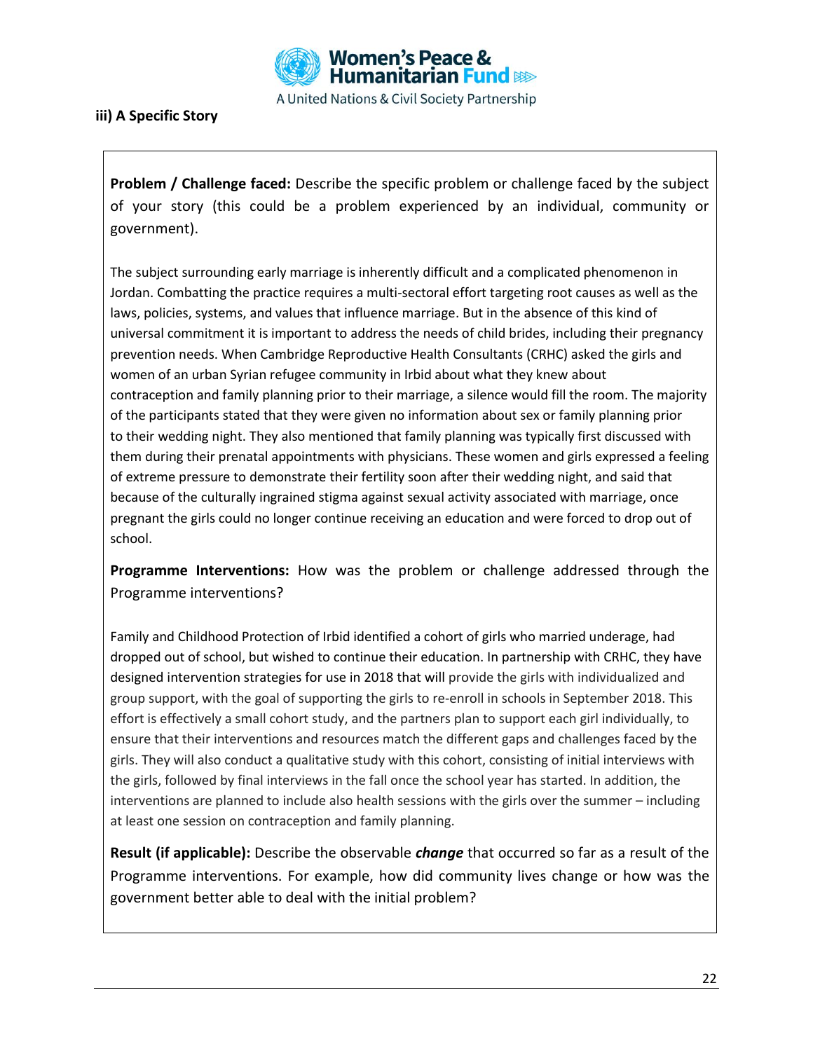### iii) A Specific Story

**Problem / Challenge faced:** Describe the specific problem or challenge faced by the subject of your story (this could be a problem experienced by an individual, community or government).

The subject surrounding early marriage is inherently difficult and a complicated phenomenon in Jordan. Combatting the practice requires a multi-sectoral effort targeting root causes as well as the laws, policies, systems, and values that influence marriage. But in the absence of this kind of universal commitment it is important to address the needs of child brides, including their pregnancy prevention needs. When Cambridge Reproductive Health Consultants (CRHC) asked the girls and women of an urban Syrian refugee community in Irbid about what they knew about contraception and family planning prior to their marriage, a silence would fill the room. The majority of the participants stated that they were given no information about sex or family planning prior to their wedding night. They also mentioned that family planning was typically first discussed with them during their prenatal appointments with physicians. These women and girls expressed a feeling of extreme pressure to demonstrate their fertility soon after their wedding night, and said that because of the culturally ingrained stigma against sexual activity associated with marriage, once pregnant the girls could no longer continue receiving an education and were forced to drop out of school.

**Programme Interventions:** How was the problem or challenge addressed through the Programme interventions?

Family and Childhood Protection of Irbid identified a cohort of girls who married underage, had dropped out of school, but wished to continue their education. In partnership with CRHC, they have designed intervention strategies for use in 2018 that will provide the girls with individualized and group support, with the goal of supporting the girls to re-enroll in schools in September 2018. This effort is effectively a small cohort study, and the partners plan to support each girl individually, to ensure that their interventions and resources match the different gaps and challenges faced by the girls. They will also conduct a qualitative study with this cohort, consisting of initial interviews with the girls, followed by final interviews in the fall once the school year has started. In addition, the interventions are planned to include also health sessions with the girls over the summer – including at least one session on contraception and family planning.

**Result (if applicable):** Describe the observable ***change*** that occurred so far as a result of the Programme interventions. For example, how did community lives change or how was the government better able to deal with the initial problem?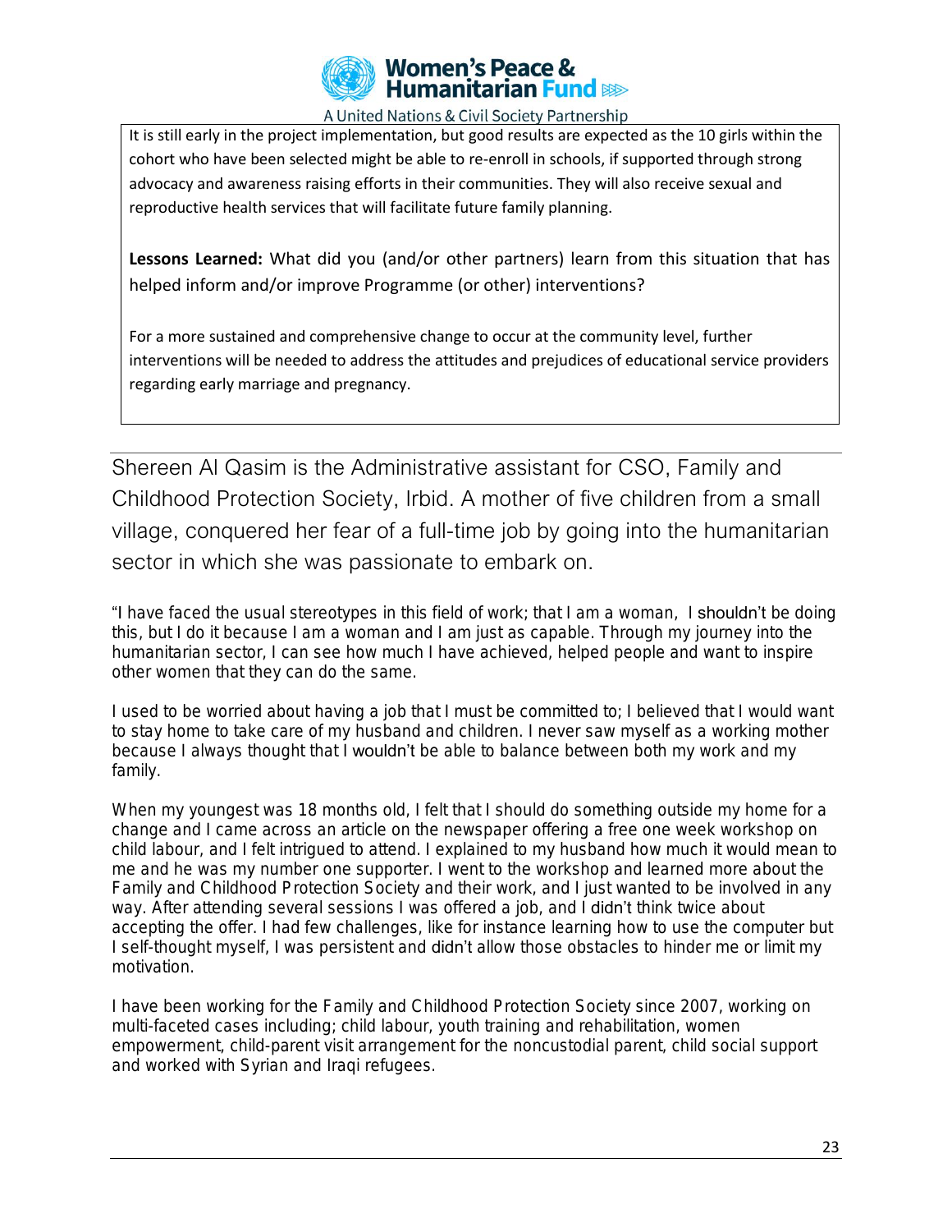It is still early in the project implementation, but good results are expected as the 10 girls within the cohort who have been selected might be able to re-enroll in schools, if supported through strong advocacy and awareness raising efforts in their communities. They will also receive sexual and reproductive health services that will facilitate future family planning.

**Lessons Learned:** What did you (and/or other partners) learn from this situation that has helped inform and/or improve Programme (or other) interventions?

For a more sustained and comprehensive change to occur at the community level, further interventions will be needed to address the attitudes and prejudices of educational service providers regarding early marriage and pregnancy.

---

Shereen Al Qasim is the Administrative assistant for CSO, Family and Childhood Protection Society, Irbid. A mother of five children from a small village, conquered her fear of a full-time job by going into the humanitarian sector in which she was passionate to embark on.

"I have faced the usual stereotypes in this field of work; that I am a woman, I shouldn't be doing this, but I do it because I am a woman and I am just as capable. Through my journey into the humanitarian sector, I can see how much I have achieved, helped people and want to inspire other women that they can do the same.

I used to be worried about having a job that I must be committed to; I believed that I would want to stay home to take care of my husband and children. I never saw myself as a working mother because I always thought that I wouldn't be able to balance between both my work and my family.

When my youngest was 18 months old, I felt that I should do something outside my home for a change and I came across an article on the newspaper offering a free one week workshop on child labour, and I felt intrigued to attend. I explained to my husband how much it would mean to me and he was my number one supporter. I went to the workshop and learned more about the Family and Childhood Protection Society and their work, and I just wanted to be involved in any way. After attending several sessions I was offered a job, and I didn't think twice about accepting the offer. I had few challenges, like for instance learning how to use the computer but I self-thought myself, I was persistent and didn't allow those obstacles to hinder me or limit my motivation.

I have been working for the Family and Childhood Protection Society since 2007, working on multi-faceted cases including; child labour, youth training and rehabilitation, women empowerment, child-parent visit arrangement for the noncustodial parent, child social support and worked with Syrian and Iraqi refugees.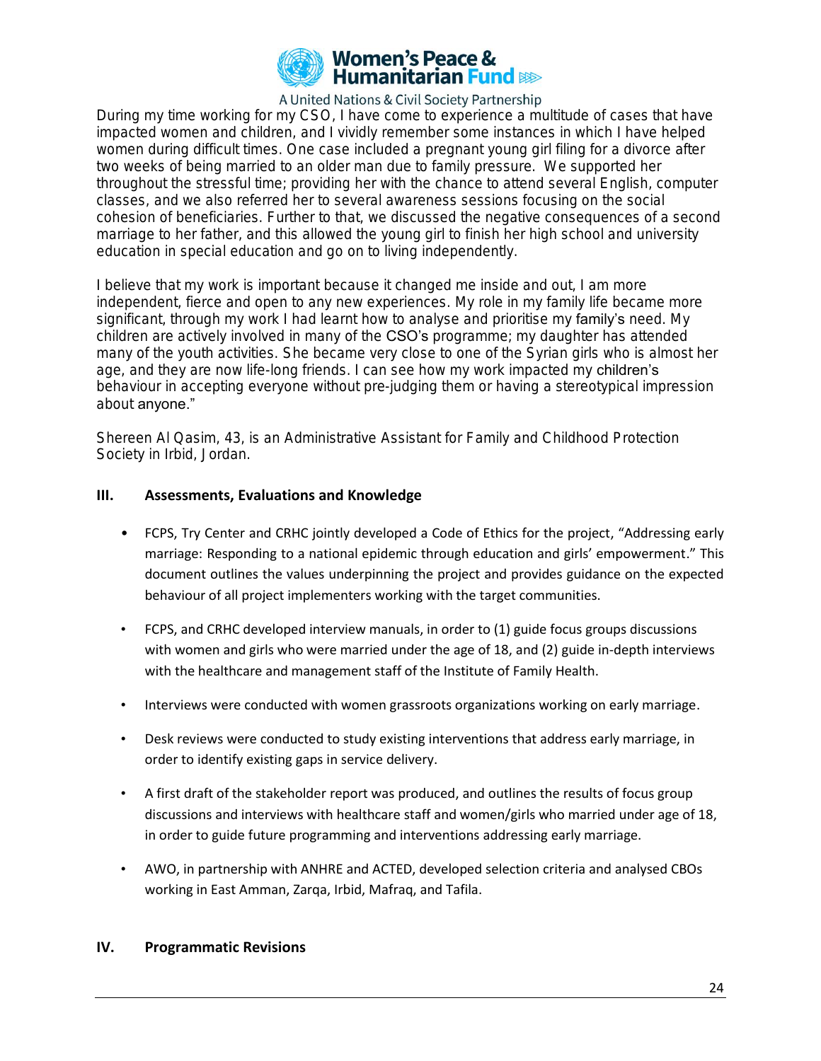During my time working for my CSO, I have come to experience a multitude of cases that have impacted women and children, and I vividly remember some instances in which I have helped women during difficult times. One case included a pregnant young girl filing for a divorce after two weeks of being married to an older man due to family pressure. We supported her throughout the stressful time; providing her with the chance to attend several English, computer classes, and we also referred her to several awareness sessions focusing on the social cohesion of beneficiaries. Further to that, we discussed the negative consequences of a second marriage to her father, and this allowed the young girl to finish her high school and university education in special education and go on to living independently.

I believe that my work is important because it changed me inside and out, I am more independent, fierce and open to any new experiences. My role in my family life became more significant, through my work I had learnt how to analyse and prioritise my family's need. My children are actively involved in many of the CSO's programme; my daughter has attended many of the youth activities. She became very close to one of the Syrian girls who is almost her age, and they are now life-long friends. I can see how my work impacted my children's behaviour in accepting everyone without pre-judging them or having a stereotypical impression about anyone."

Shereen Al Qasim, 43, is an Administrative Assistant for Family and Childhood Protection Society in Irbid, Jordan.

## III. Assessments, Evaluations and Knowledge

- FCPS, Try Center and CRHC jointly developed a Code of Ethics for the project, "Addressing early marriage: Responding to a national epidemic through education and girls' empowerment." This document outlines the values underpinning the project and provides guidance on the expected behaviour of all project implementers working with the target communities.
- FCPS, and CRHC developed interview manuals, in order to (1) guide focus groups discussions with women and girls who were married under the age of 18, and (2) guide in-depth interviews with the healthcare and management staff of the Institute of Family Health.
- Interviews were conducted with women grassroots organizations working on early marriage.
- Desk reviews were conducted to study existing interventions that address early marriage, in order to identify existing gaps in service delivery.
- A first draft of the stakeholder report was produced, and outlines the results of focus group discussions and interviews with healthcare staff and women/girls who married under age of 18, in order to guide future programming and interventions addressing early marriage.
- AWO, in partnership with ANHRE and ACTED, developed selection criteria and analysed CBOs working in East Amman, Zarqa, Irbid, Mafraq, and Tafila.

## IV. Programmatic Revisions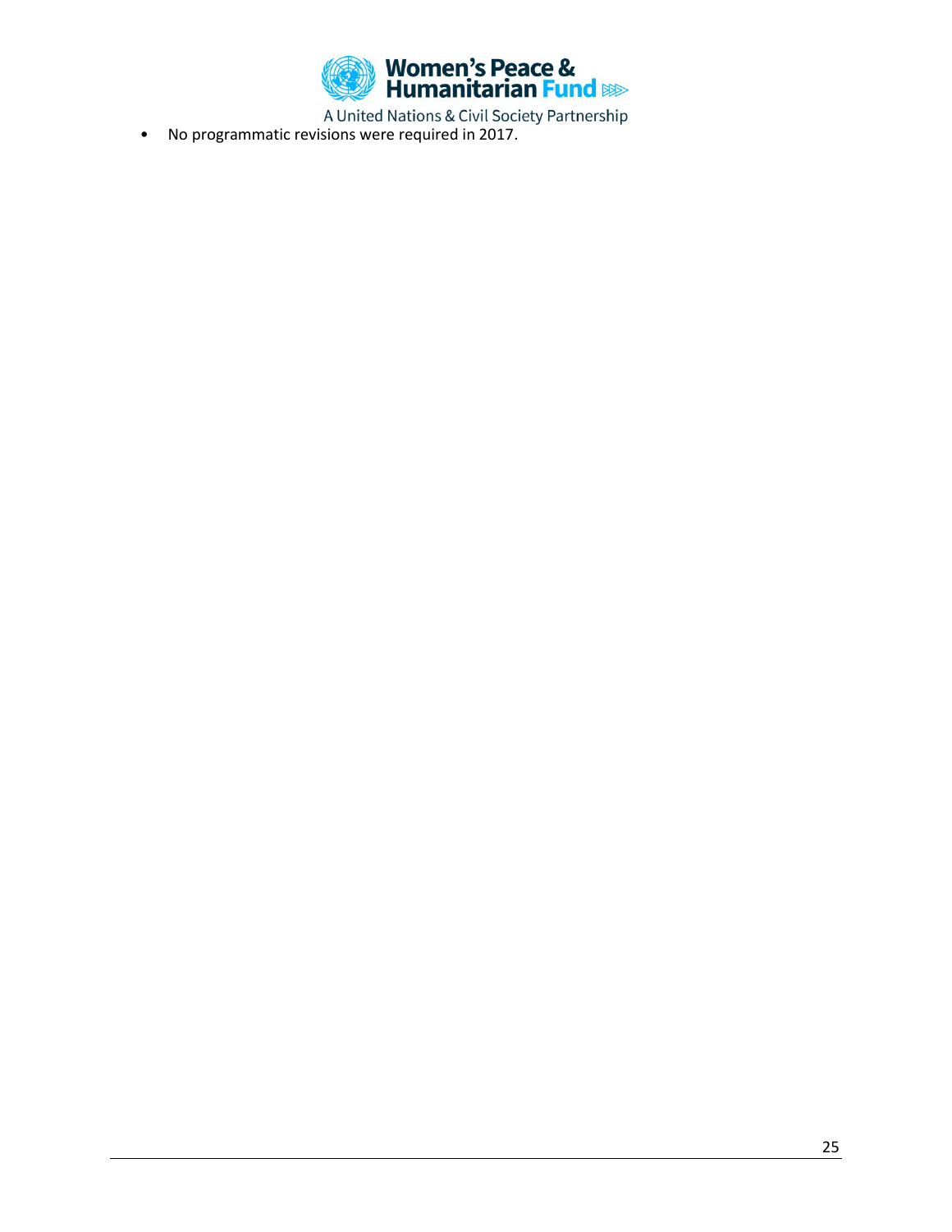- No programmatic revisions were required in 2017.